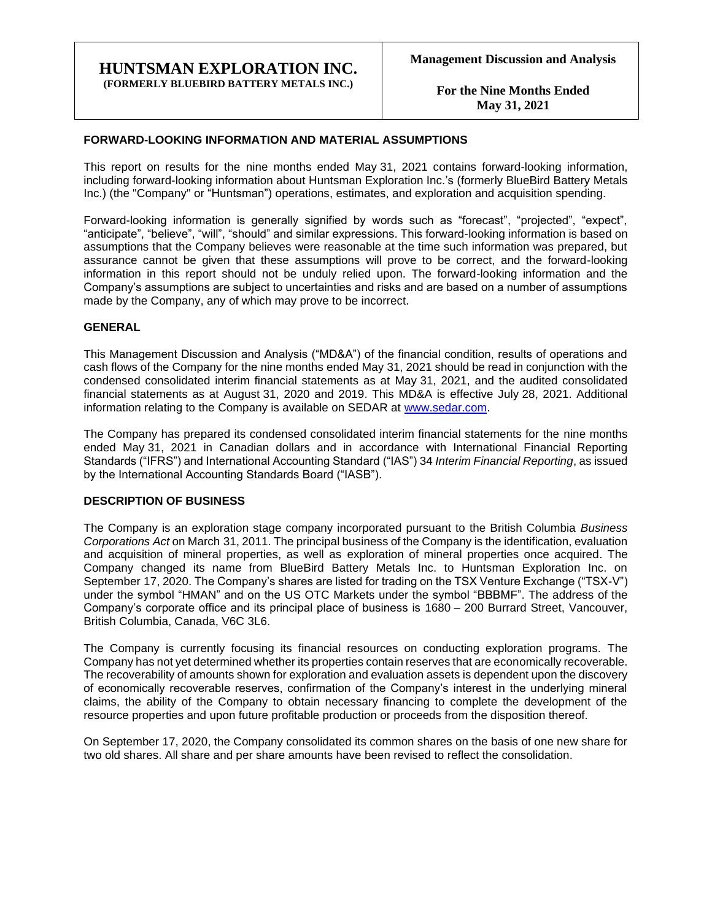# HUNTSMAN EXPLORATION INC.
**(FORMERLY BLUEBIRD BATTERY METALS INC.)**

**Management Discussion and Analysis**

**For the Nine Months Ended May 31, 2021**

## FORWARD-LOOKING INFORMATION AND MATERIAL ASSUMPTIONS

This report on results for the nine months ended May 31, 2021 contains forward-looking information, including forward-looking information about Huntsman Exploration Inc.'s (formerly BlueBird Battery Metals Inc.) (the "Company" or "Huntsman") operations, estimates, and exploration and acquisition spending.

Forward-looking information is generally signified by words such as "forecast", "projected", "expect", "anticipate", "believe", "will", "should" and similar expressions. This forward-looking information is based on assumptions that the Company believes were reasonable at the time such information was prepared, but assurance cannot be given that these assumptions will prove to be correct, and the forward-looking information in this report should not be unduly relied upon. The forward-looking information and the Company's assumptions are subject to uncertainties and risks and are based on a number of assumptions made by the Company, any of which may prove to be incorrect.

## GENERAL

This Management Discussion and Analysis ("MD&A") of the financial condition, results of operations and cash flows of the Company for the nine months ended May 31, 2021 should be read in conjunction with the condensed consolidated interim financial statements as at May 31, 2021, and the audited consolidated financial statements as at August 31, 2020 and 2019. This MD&A is effective July 28, 2021. Additional information relating to the Company is available on SEDAR at www.sedar.com.

The Company has prepared its condensed consolidated interim financial statements for the nine months ended May 31, 2021 in Canadian dollars and in accordance with International Financial Reporting Standards ("IFRS") and International Accounting Standard ("IAS") 34 *Interim Financial Reporting*, as issued by the International Accounting Standards Board ("IASB").

## DESCRIPTION OF BUSINESS

The Company is an exploration stage company incorporated pursuant to the British Columbia *Business Corporations Act* on March 31, 2011. The principal business of the Company is the identification, evaluation and acquisition of mineral properties, as well as exploration of mineral properties once acquired. The Company changed its name from BlueBird Battery Metals Inc. to Huntsman Exploration Inc. on September 17, 2020. The Company's shares are listed for trading on the TSX Venture Exchange ("TSX-V") under the symbol "HMAN" and on the US OTC Markets under the symbol "BBBMF". The address of the Company's corporate office and its principal place of business is 1680 – 200 Burrard Street, Vancouver, British Columbia, Canada, V6C 3L6.

The Company is currently focusing its financial resources on conducting exploration programs. The Company has not yet determined whether its properties contain reserves that are economically recoverable. The recoverability of amounts shown for exploration and evaluation assets is dependent upon the discovery of economically recoverable reserves, confirmation of the Company's interest in the underlying mineral claims, the ability of the Company to obtain necessary financing to complete the development of the resource properties and upon future profitable production or proceeds from the disposition thereof.

On September 17, 2020, the Company consolidated its common shares on the basis of one new share for two old shares. All share and per share amounts have been revised to reflect the consolidation.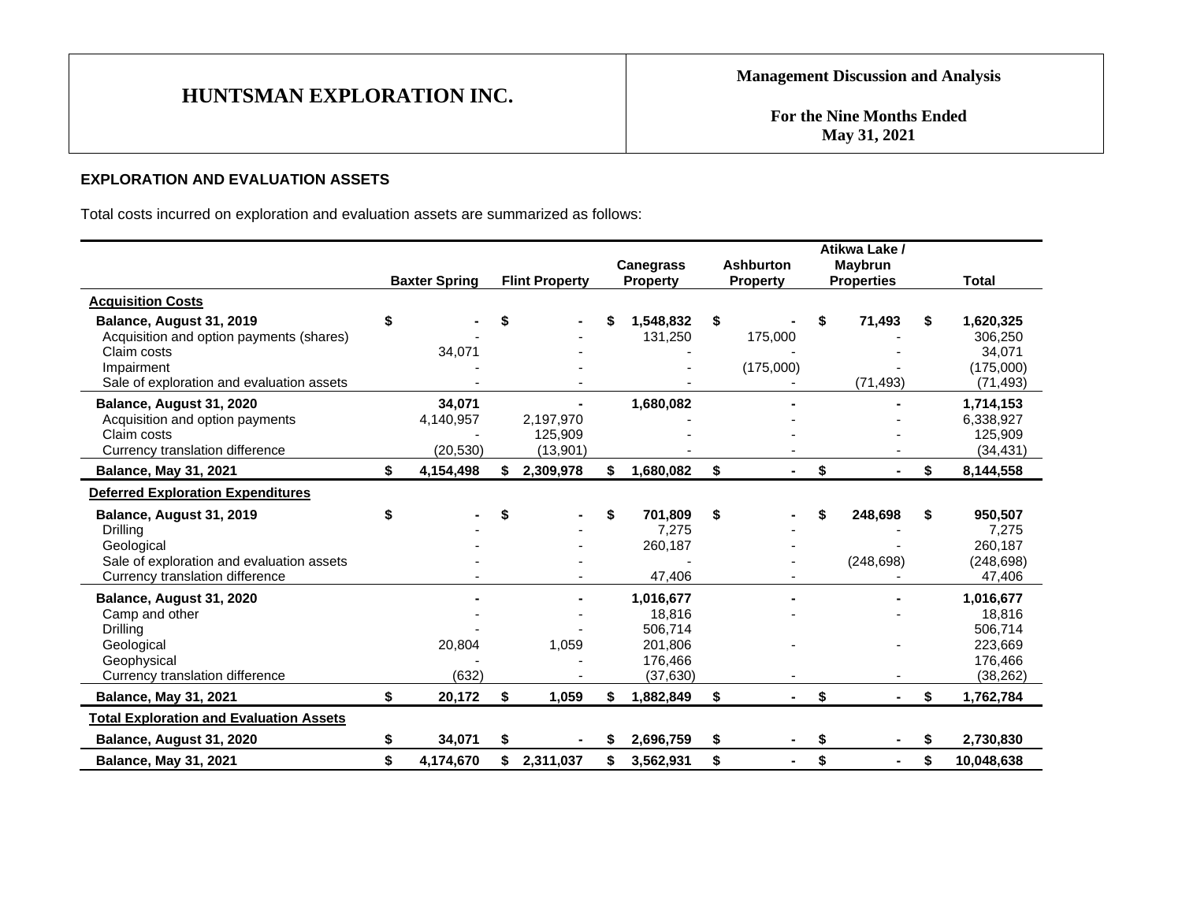## EXPLORATION AND EVALUATION ASSETS

Total costs incurred on exploration and evaluation assets are summarized as follows:

| | Baxter Spring | Flint Property | Canegrass Property | Ashburton Property | Atikwa Lake / Maybrun Properties | Total |
|---|---|---|---|---|---|---|
| **Acquisition Costs** | | | | | | |
| **Balance, August 31, 2019** | $ - | $ - | $ 1,548,832 | $ - | $ 71,493 | $ 1,620,325 |
| Acquisition and option payments (shares) | - | - | 131,250 | 175,000 | - | 306,250 |
| Claim costs | 34,071 | - | - | - | - | 34,071 |
| Impairment | - | - | - | (175,000) | - | (175,000) |
| Sale of exploration and evaluation assets | - | - | - | - | (71,493) | (71,493) |
| **Balance, August 31, 2020** | 34,071 | - | 1,680,082 | - | - | 1,714,153 |
| Acquisition and option payments | 4,140,957 | 2,197,970 | - | - | - | 6,338,927 |
| Claim costs | - | 125,909 | - | - | - | 125,909 |
| Currency translation difference | (20,530) | (13,901) | - | - | - | (34,431) |
| **Balance, May 31, 2021** | $ 4,154,498 | $ 2,309,978 | $ 1,680,082 | $ - | $ - | $ 8,144,558 |
| **Deferred Exploration Expenditures** | | | | | | |
| **Balance, August 31, 2019** | $ - | $ - | $ 701,809 | $ - | $ 248,698 | $ 950,507 |
| Drilling | - | - | 7,275 | - | - | 7,275 |
| Geological | - | - | 260,187 | - | - | 260,187 |
| Sale of exploration and evaluation assets | - | - | - | - | (248,698) | (248,698) |
| Currency translation difference | - | - | 47,406 | - | - | 47,406 |
| **Balance, August 31, 2020** | - | - | 1,016,677 | - | - | 1,016,677 |
| Camp and other | - | - | 18,816 | - | - | 18,816 |
| Drilling | - | - | 506,714 | | | 506,714 |
| Geological | 20,804 | 1,059 | 201,806 | - | - | 223,669 |
| Geophysical | - | - | 176,466 | | | 176,466 |
| Currency translation difference | (632) | - | (37,630) | - | - | (38,262) |
| **Balance, May 31, 2021** | $ 20,172 | $ 1,059 | $ 1,882,849 | $ - | $ - | $ 1,762,784 |
| **Total Exploration and Evaluation Assets** | | | | | | |
| **Balance, August 31, 2020** | $ 34,071 | $ - | $ 2,696,759 | $ - | $ - | $ 2,730,830 |
| **Balance, May 31, 2021** | $ 4,174,670 | $ 2,311,037 | $ 3,562,931 | $ - | $ - | $ 10,048,638 |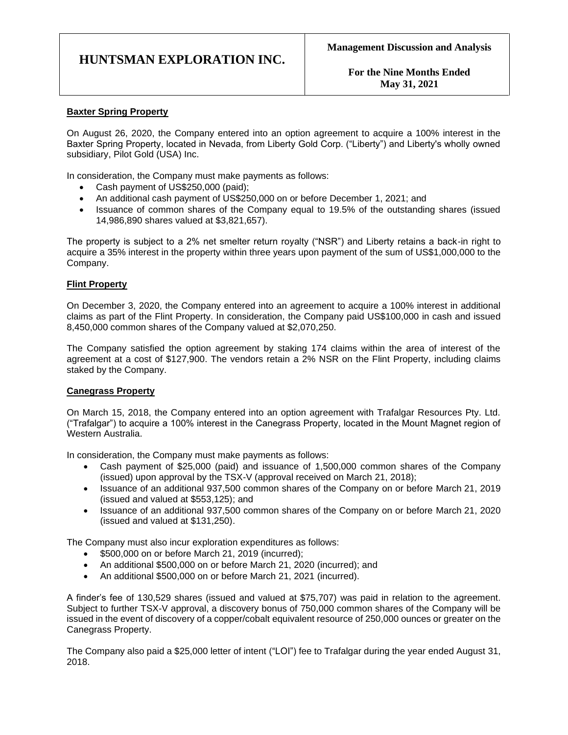### Baxter Spring Property

On August 26, 2020, the Company entered into an option agreement to acquire a 100% interest in the Baxter Spring Property, located in Nevada, from Liberty Gold Corp. ("Liberty") and Liberty's wholly owned subsidiary, Pilot Gold (USA) Inc.

In consideration, the Company must make payments as follows:

- Cash payment of US$250,000 (paid);
- An additional cash payment of US$250,000 on or before December 1, 2021; and
- Issuance of common shares of the Company equal to 19.5% of the outstanding shares (issued 14,986,890 shares valued at $3,821,657).

The property is subject to a 2% net smelter return royalty ("NSR") and Liberty retains a back-in right to acquire a 35% interest in the property within three years upon payment of the sum of US$1,000,000 to the Company.

### Flint Property

On December 3, 2020, the Company entered into an agreement to acquire a 100% interest in additional claims as part of the Flint Property. In consideration, the Company paid US$100,000 in cash and issued 8,450,000 common shares of the Company valued at $2,070,250.

The Company satisfied the option agreement by staking 174 claims within the area of interest of the agreement at a cost of $127,900. The vendors retain a 2% NSR on the Flint Property, including claims staked by the Company.

### Canegrass Property

On March 15, 2018, the Company entered into an option agreement with Trafalgar Resources Pty. Ltd. ("Trafalgar") to acquire a 100% interest in the Canegrass Property, located in the Mount Magnet region of Western Australia.

In consideration, the Company must make payments as follows:

- Cash payment of $25,000 (paid) and issuance of 1,500,000 common shares of the Company (issued) upon approval by the TSX-V (approval received on March 21, 2018);
- Issuance of an additional 937,500 common shares of the Company on or before March 21, 2019 (issued and valued at $553,125); and
- Issuance of an additional 937,500 common shares of the Company on or before March 21, 2020 (issued and valued at $131,250).

The Company must also incur exploration expenditures as follows:

- $500,000 on or before March 21, 2019 (incurred);
- An additional $500,000 on or before March 21, 2020 (incurred); and
- An additional $500,000 on or before March 21, 2021 (incurred).

A finder's fee of 130,529 shares (issued and valued at $75,707) was paid in relation to the agreement. Subject to further TSX-V approval, a discovery bonus of 750,000 common shares of the Company will be issued in the event of discovery of a copper/cobalt equivalent resource of 250,000 ounces or greater on the Canegrass Property.

The Company also paid a $25,000 letter of intent ("LOI") fee to Trafalgar during the year ended August 31, 2018.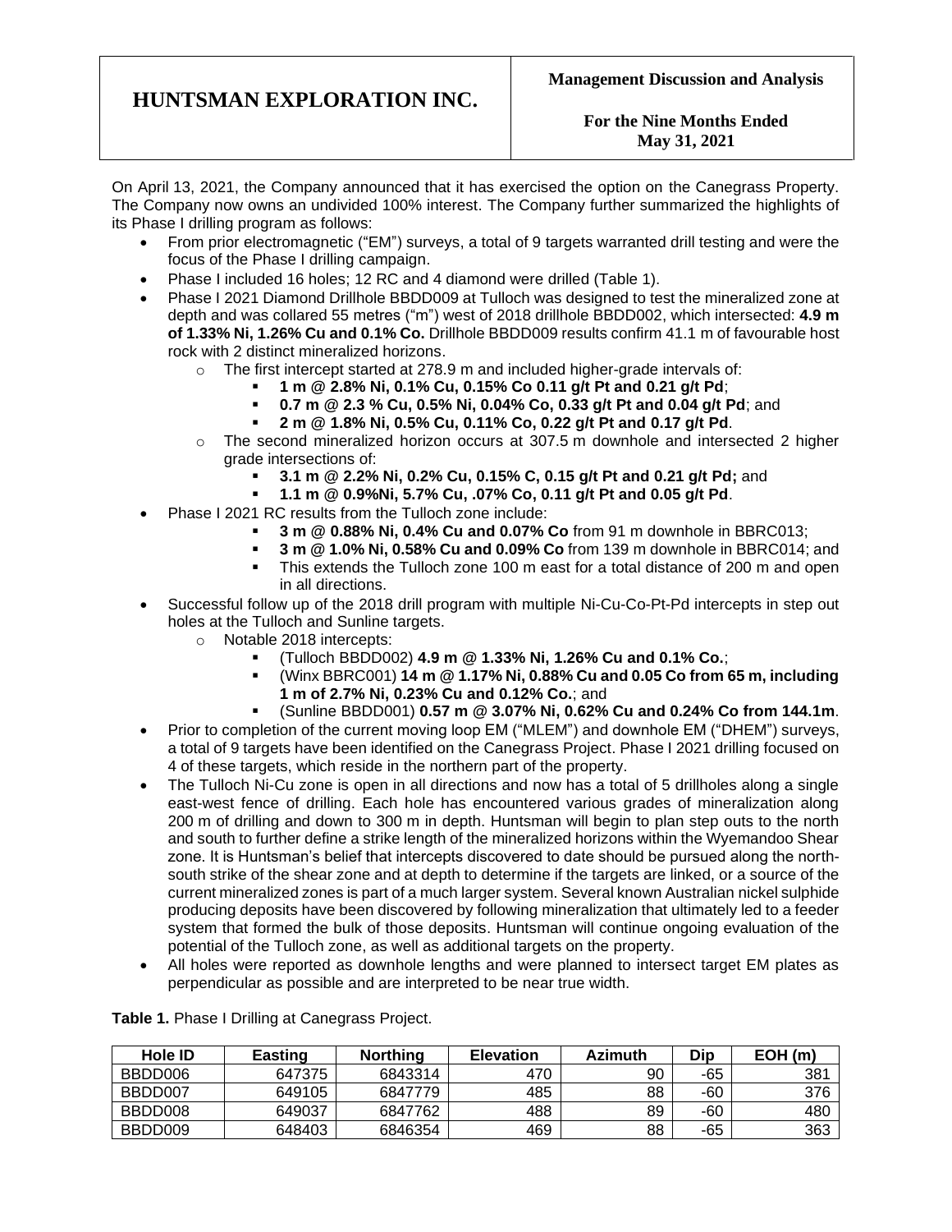On April 13, 2021, the Company announced that it has exercised the option on the Canegrass Property. The Company now owns an undivided 100% interest. The Company further summarized the highlights of its Phase I drilling program as follows:

- From prior electromagnetic ("EM") surveys, a total of 9 targets warranted drill testing and were the focus of the Phase I drilling campaign.
- Phase I included 16 holes; 12 RC and 4 diamond were drilled (Table 1).
- Phase I 2021 Diamond Drillhole BBDD009 at Tulloch was designed to test the mineralized zone at depth and was collared 55 metres ("m") west of 2018 drillhole BBDD002, which intersected: **4.9 m of 1.33% Ni, 1.26% Cu and 0.1% Co.** Drillhole BBDD009 results confirm 41.1 m of favourable host rock with 2 distinct mineralized horizons.
  - The first intercept started at 278.9 m and included higher-grade intervals of:
    - **1 m @ 2.8% Ni, 0.1% Cu, 0.15% Co 0.11 g/t Pt and 0.21 g/t Pd**;
    - **0.7 m @ 2.3 % Cu, 0.5% Ni, 0.04% Co, 0.33 g/t Pt and 0.04 g/t Pd**; and
    - **2 m @ 1.8% Ni, 0.5% Cu, 0.11% Co, 0.22 g/t Pt and 0.17 g/t Pd**.
  - The second mineralized horizon occurs at 307.5 m downhole and intersected 2 higher grade intersections of:
    - **3.1 m @ 2.2% Ni, 0.2% Cu, 0.15% C, 0.15 g/t Pt and 0.21 g/t Pd;** and
    - **1.1 m @ 0.9%Ni, 5.7% Cu, .07% Co, 0.11 g/t Pt and 0.05 g/t Pd**.
- Phase I 2021 RC results from the Tulloch zone include:
    - **3 m @ 0.88% Ni, 0.4% Cu and 0.07% Co** from 91 m downhole in BBRC013;
    - **3 m @ 1.0% Ni, 0.58% Cu and 0.09% Co** from 139 m downhole in BBRC014; and
    - This extends the Tulloch zone 100 m east for a total distance of 200 m and open in all directions.
- Successful follow up of the 2018 drill program with multiple Ni-Cu-Co-Pt-Pd intercepts in step out holes at the Tulloch and Sunline targets.
  - Notable 2018 intercepts:
    - (Tulloch BBDD002) **4.9 m @ 1.33% Ni, 1.26% Cu and 0.1% Co.**;
    - (Winx BBRC001) **14 m @ 1.17% Ni, 0.88% Cu and 0.05 Co from 65 m, including 1 m of 2.7% Ni, 0.23% Cu and 0.12% Co.**; and
    - (Sunline BBDD001) **0.57 m @ 3.07% Ni, 0.62% Cu and 0.24% Co from 144.1m**.
- Prior to completion of the current moving loop EM ("MLEM") and downhole EM ("DHEM") surveys, a total of 9 targets have been identified on the Canegrass Project. Phase I 2021 drilling focused on 4 of these targets, which reside in the northern part of the property.
- The Tulloch Ni-Cu zone is open in all directions and now has a total of 5 drillholes along a single east-west fence of drilling. Each hole has encountered various grades of mineralization along 200 m of drilling and down to 300 m in depth. Huntsman will begin to plan step outs to the north and south to further define a strike length of the mineralized horizons within the Wyemandoo Shear zone. It is Huntsman's belief that intercepts discovered to date should be pursued along the north-south strike of the shear zone and at depth to determine if the targets are linked, or a source of the current mineralized zones is part of a much larger system. Several known Australian nickel sulphide producing deposits have been discovered by following mineralization that ultimately led to a feeder system that formed the bulk of those deposits. Huntsman will continue ongoing evaluation of the potential of the Tulloch zone, as well as additional targets on the property.
- All holes were reported as downhole lengths and were planned to intersect target EM plates as perpendicular as possible and are interpreted to be near true width.

**Table 1.** Phase I Drilling at Canegrass Project.

| Hole ID | Easting | Northing | Elevation | Azimuth | Dip | EOH (m) |
|---|---|---|---|---|---|---|
| BBDD006 | 647375 | 6843314 | 470 | 90 | -65 | 381 |
| BBDD007 | 649105 | 6847779 | 485 | 88 | -60 | 376 |
| BBDD008 | 649037 | 6847762 | 488 | 89 | -60 | 480 |
| BBDD009 | 648403 | 6846354 | 469 | 88 | -65 | 363 |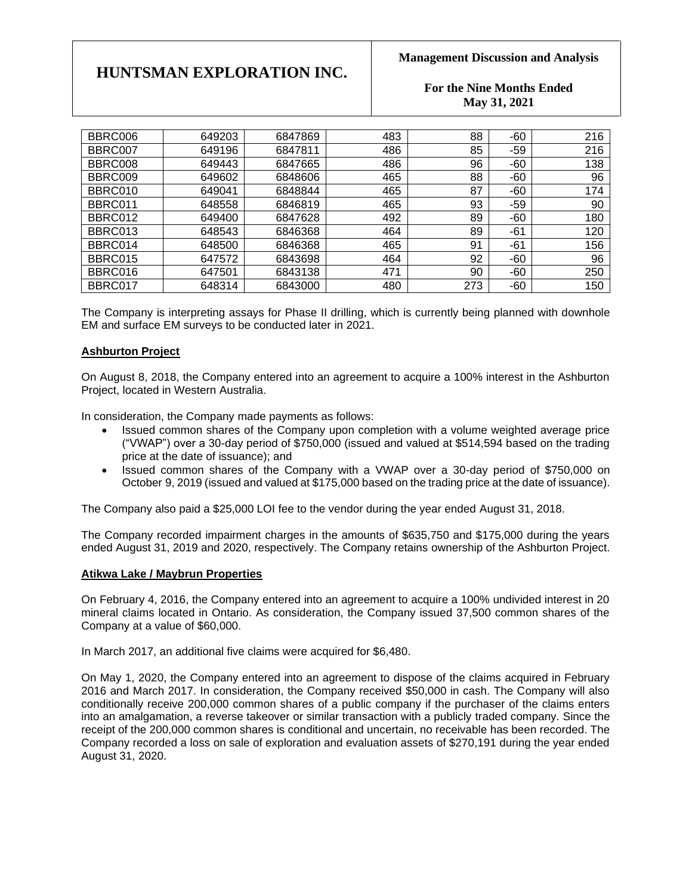| BBRC006 | 649203 | 6847869 | 483 | 88 | -60 | 216 |
|---|---|---|---|---|---|---|
| BBRC007 | 649196 | 6847811 | 486 | 85 | -59 | 216 |
| BBRC008 | 649443 | 6847665 | 486 | 96 | -60 | 138 |
| BBRC009 | 649602 | 6848606 | 465 | 88 | -60 | 96 |
| BBRC010 | 649041 | 6848844 | 465 | 87 | -60 | 174 |
| BBRC011 | 648558 | 6846819 | 465 | 93 | -59 | 90 |
| BBRC012 | 649400 | 6847628 | 492 | 89 | -60 | 180 |
| BBRC013 | 648543 | 6846368 | 464 | 89 | -61 | 120 |
| BBRC014 | 648500 | 6846368 | 465 | 91 | -61 | 156 |
| BBRC015 | 647572 | 6843698 | 464 | 92 | -60 | 96 |
| BBRC016 | 647501 | 6843138 | 471 | 90 | -60 | 250 |
| BBRC017 | 648314 | 6843000 | 480 | 273 | -60 | 150 |

The Company is interpreting assays for Phase II drilling, which is currently being planned with downhole EM and surface EM surveys to be conducted later in 2021.

**Ashburton Project**

On August 8, 2018, the Company entered into an agreement to acquire a 100% interest in the Ashburton Project, located in Western Australia.

In consideration, the Company made payments as follows:

- Issued common shares of the Company upon completion with a volume weighted average price ("VWAP") over a 30-day period of $750,000 (issued and valued at $514,594 based on the trading price at the date of issuance); and
- Issued common shares of the Company with a VWAP over a 30-day period of $750,000 on October 9, 2019 (issued and valued at $175,000 based on the trading price at the date of issuance).

The Company also paid a $25,000 LOI fee to the vendor during the year ended August 31, 2018.

The Company recorded impairment charges in the amounts of $635,750 and $175,000 during the years ended August 31, 2019 and 2020, respectively. The Company retains ownership of the Ashburton Project.

**Atikwa Lake / Maybrun Properties**

On February 4, 2016, the Company entered into an agreement to acquire a 100% undivided interest in 20 mineral claims located in Ontario. As consideration, the Company issued 37,500 common shares of the Company at a value of $60,000.

In March 2017, an additional five claims were acquired for $6,480.

On May 1, 2020, the Company entered into an agreement to dispose of the claims acquired in February 2016 and March 2017. In consideration, the Company received $50,000 in cash. The Company will also conditionally receive 200,000 common shares of a public company if the purchaser of the claims enters into an amalgamation, a reverse takeover or similar transaction with a publicly traded company. Since the receipt of the 200,000 common shares is conditional and uncertain, no receivable has been recorded. The Company recorded a loss on sale of exploration and evaluation assets of $270,191 during the year ended August 31, 2020.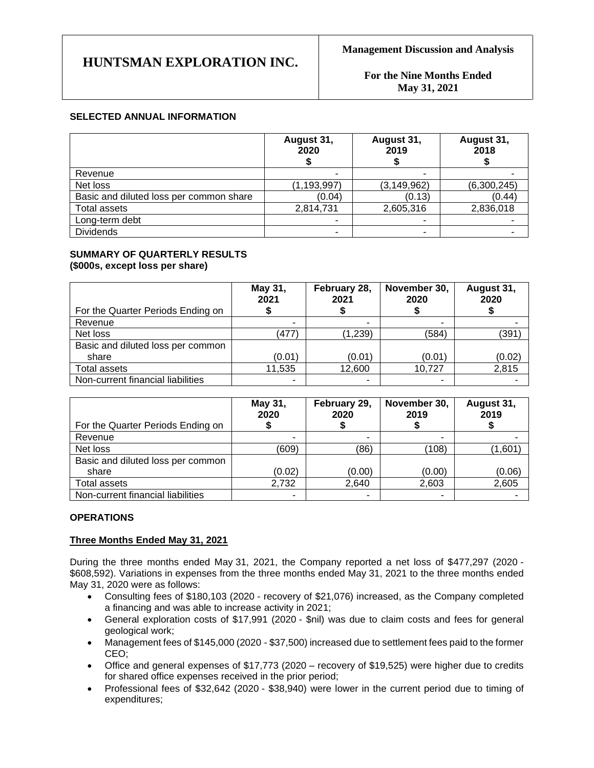## SELECTED ANNUAL INFORMATION

| | August 31, 2020 $ | August 31, 2019 $ | August 31, 2018 $ |
|---|---|---|---|
| Revenue | - | - | - |
| Net loss | (1,193,997) | (3,149,962) | (6,300,245) |
| Basic and diluted loss per common share | (0.04) | (0.13) | (0.44) |
| Total assets | 2,814,731 | 2,605,316 | 2,836,018 |
| Long-term debt | - | - | - |
| Dividends | - | - | - |

## SUMMARY OF QUARTERLY RESULTS
**(\$000s, except loss per share)**

| For the Quarter Periods Ending on | May 31, 2021 $ | February 28, 2021 $ | November 30, 2020 $ | August 31, 2020 $ |
|---|---|---|---|---|
| Revenue | - | - | - | - |
| Net loss | (477) | (1,239) | (584) | (391) |
| Basic and diluted loss per common share | (0.01) | (0.01) | (0.01) | (0.02) |
| Total assets | 11,535 | 12,600 | 10,727 | 2,815 |
| Non-current financial liabilities | - | - | - | - |

| For the Quarter Periods Ending on | May 31, 2020 $ | February 29, 2020 $ | November 30, 2019 $ | August 31, 2019 $ |
|---|---|---|---|---|
| Revenue | - | - | - | - |
| Net loss | (609) | (86) | (108) | (1,601) |
| Basic and diluted loss per common share | (0.02) | (0.00) | (0.00) | (0.06) |
| Total assets | 2,732 | 2,640 | 2,603 | 2,605 |
| Non-current financial liabilities | - | - | - | - |

## OPERATIONS

### Three Months Ended May 31, 2021

During the three months ended May 31, 2021, the Company reported a net loss of \$477,297 (2020 - \$608,592). Variations in expenses from the three months ended May 31, 2021 to the three months ended May 31, 2020 were as follows:

- Consulting fees of \$180,103 (2020 - recovery of \$21,076) increased, as the Company completed a financing and was able to increase activity in 2021;
- General exploration costs of \$17,991 (2020 - \$nil) was due to claim costs and fees for general geological work;
- Management fees of \$145,000 (2020 - \$37,500) increased due to settlement fees paid to the former CEO;
- Office and general expenses of \$17,773 (2020 – recovery of \$19,525) were higher due to credits for shared office expenses received in the prior period;
- Professional fees of \$32,642 (2020 - \$38,940) were lower in the current period due to timing of expenditures;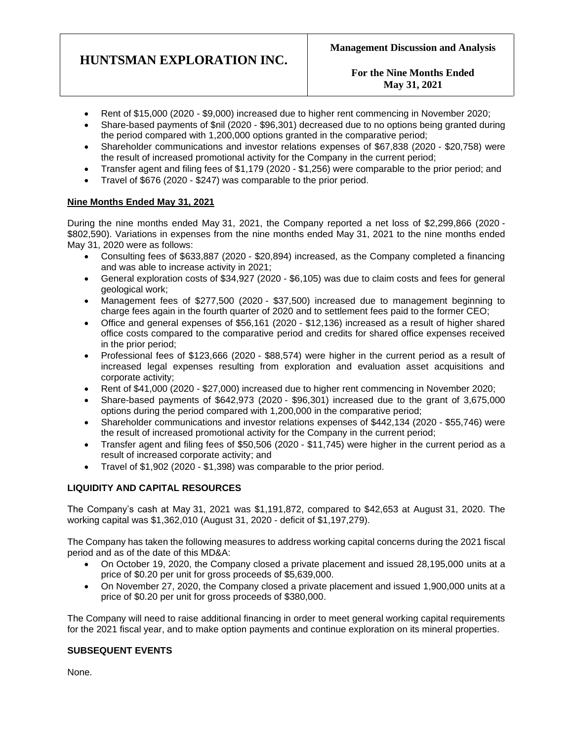- Rent of $15,000 (2020 - $9,000) increased due to higher rent commencing in November 2020;
- Share-based payments of $nil (2020 - $96,301) decreased due to no options being granted during the period compared with 1,200,000 options granted in the comparative period;
- Shareholder communications and investor relations expenses of $67,838 (2020 - $20,758) were the result of increased promotional activity for the Company in the current period;
- Transfer agent and filing fees of $1,179 (2020 - $1,256) were comparable to the prior period; and
- Travel of $676 (2020 - $247) was comparable to the prior period.

**Nine Months Ended May 31, 2021**

During the nine months ended May 31, 2021, the Company reported a net loss of $2,299,866 (2020 - $802,590). Variations in expenses from the nine months ended May 31, 2021 to the nine months ended May 31, 2020 were as follows:

- Consulting fees of $633,887 (2020 - $20,894) increased, as the Company completed a financing and was able to increase activity in 2021;
- General exploration costs of $34,927 (2020 - $6,105) was due to claim costs and fees for general geological work;
- Management fees of $277,500 (2020 - $37,500) increased due to management beginning to charge fees again in the fourth quarter of 2020 and to settlement fees paid to the former CEO;
- Office and general expenses of $56,161 (2020 - $12,136) increased as a result of higher shared office costs compared to the comparative period and credits for shared office expenses received in the prior period;
- Professional fees of $123,666 (2020 - $88,574) were higher in the current period as a result of increased legal expenses resulting from exploration and evaluation asset acquisitions and corporate activity;
- Rent of $41,000 (2020 - $27,000) increased due to higher rent commencing in November 2020;
- Share-based payments of $642,973 (2020 - $96,301) increased due to the grant of 3,675,000 options during the period compared with 1,200,000 in the comparative period;
- Shareholder communications and investor relations expenses of $442,134 (2020 - $55,746) were the result of increased promotional activity for the Company in the current period;
- Transfer agent and filing fees of $50,506 (2020 - $11,745) were higher in the current period as a result of increased corporate activity; and
- Travel of $1,902 (2020 - $1,398) was comparable to the prior period.

## LIQUIDITY AND CAPITAL RESOURCES

The Company's cash at May 31, 2021 was $1,191,872, compared to $42,653 at August 31, 2020. The working capital was $1,362,010 (August 31, 2020 - deficit of $1,197,279).

The Company has taken the following measures to address working capital concerns during the 2021 fiscal period and as of the date of this MD&A:

- On October 19, 2020, the Company closed a private placement and issued 28,195,000 units at a price of $0.20 per unit for gross proceeds of $5,639,000.
- On November 27, 2020, the Company closed a private placement and issued 1,900,000 units at a price of $0.20 per unit for gross proceeds of $380,000.

The Company will need to raise additional financing in order to meet general working capital requirements for the 2021 fiscal year, and to make option payments and continue exploration on its mineral properties.

## SUBSEQUENT EVENTS

None.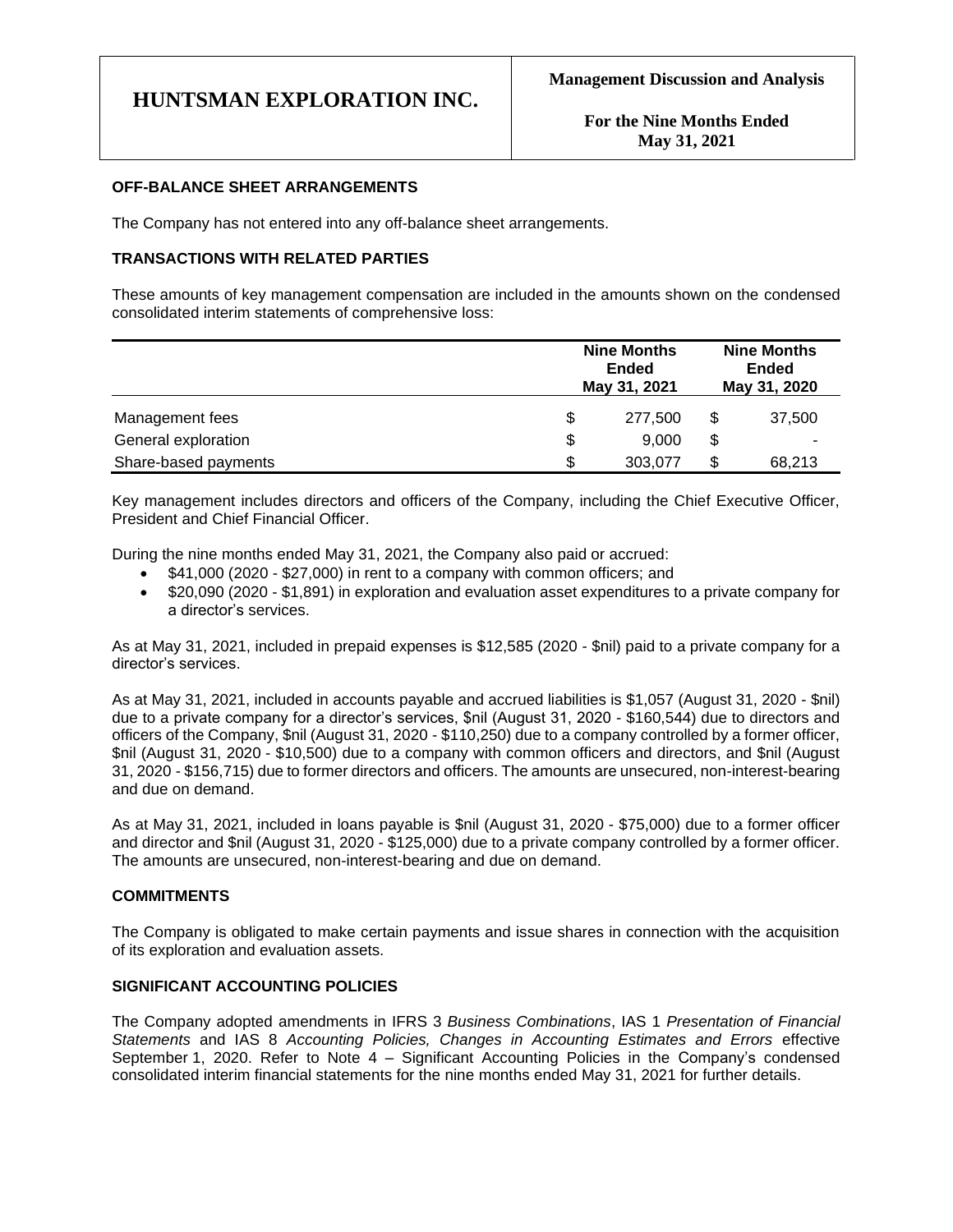## OFF-BALANCE SHEET ARRANGEMENTS

The Company has not entered into any off-balance sheet arrangements.

## TRANSACTIONS WITH RELATED PARTIES

These amounts of key management compensation are included in the amounts shown on the condensed consolidated interim statements of comprehensive loss:

| | Nine Months Ended May 31, 2021 | Nine Months Ended May 31, 2020 |
|---|---|---|
| Management fees | $ 277,500 | $ 37,500 |
| General exploration | $ 9,000 | $ - |
| Share-based payments | $ 303,077 | $ 68,213 |

Key management includes directors and officers of the Company, including the Chief Executive Officer, President and Chief Financial Officer.

During the nine months ended May 31, 2021, the Company also paid or accrued:

- $41,000 (2020 - $27,000) in rent to a company with common officers; and
- $20,090 (2020 - $1,891) in exploration and evaluation asset expenditures to a private company for a director's services.

As at May 31, 2021, included in prepaid expenses is $12,585 (2020 - $nil) paid to a private company for a director's services.

As at May 31, 2021, included in accounts payable and accrued liabilities is $1,057 (August 31, 2020 - $nil) due to a private company for a director's services, $nil (August 31, 2020 - $160,544) due to directors and officers of the Company, $nil (August 31, 2020 - $110,250) due to a company controlled by a former officer, $nil (August 31, 2020 - $10,500) due to a company with common officers and directors, and $nil (August 31, 2020 - $156,715) due to former directors and officers. The amounts are unsecured, non-interest-bearing and due on demand.

As at May 31, 2021, included in loans payable is $nil (August 31, 2020 - $75,000) due to a former officer and director and $nil (August 31, 2020 - $125,000) due to a private company controlled by a former officer. The amounts are unsecured, non-interest-bearing and due on demand.

## COMMITMENTS

The Company is obligated to make certain payments and issue shares in connection with the acquisition of its exploration and evaluation assets.

## SIGNIFICANT ACCOUNTING POLICIES

The Company adopted amendments in IFRS 3 *Business Combinations*, IAS 1 *Presentation of Financial Statements* and IAS 8 *Accounting Policies, Changes in Accounting Estimates and Errors* effective September 1, 2020. Refer to Note 4 – Significant Accounting Policies in the Company's condensed consolidated interim financial statements for the nine months ended May 31, 2021 for further details.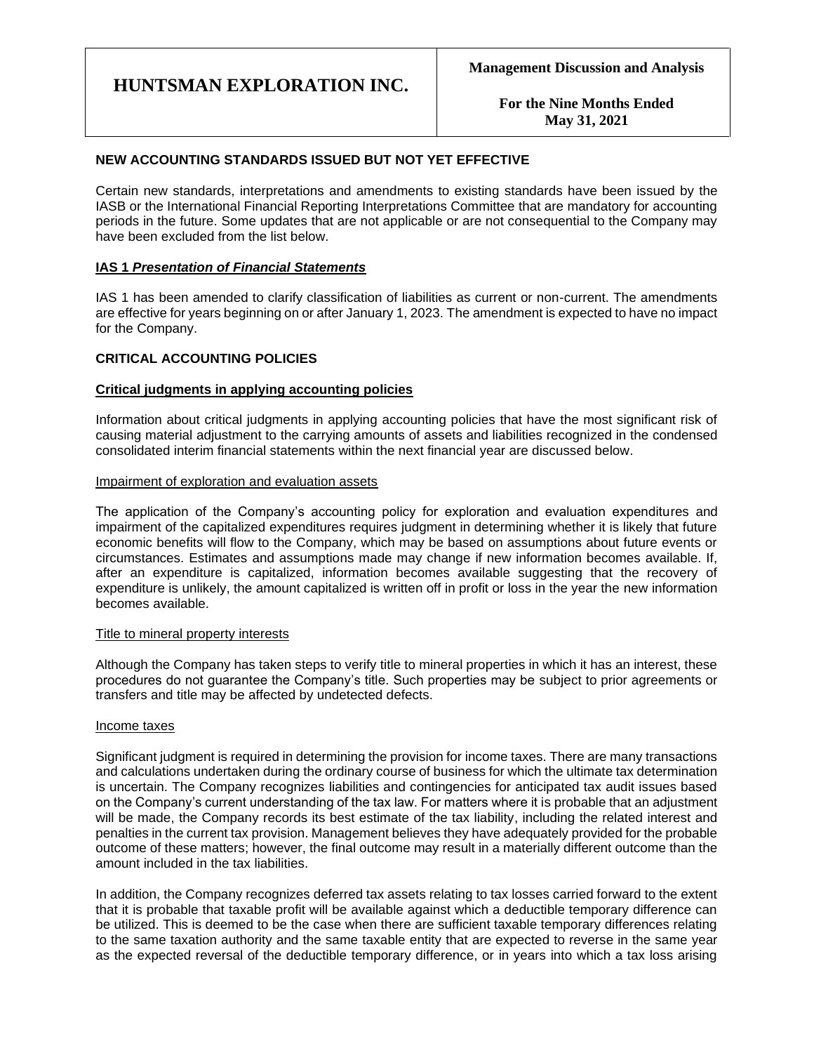## NEW ACCOUNTING STANDARDS ISSUED BUT NOT YET EFFECTIVE

Certain new standards, interpretations and amendments to existing standards have been issued by the IASB or the International Financial Reporting Interpretations Committee that are mandatory for accounting periods in the future. Some updates that are not applicable or are not consequential to the Company may have been excluded from the list below.

### IAS 1 *Presentation of Financial Statements*

IAS 1 has been amended to clarify classification of liabilities as current or non-current. The amendments are effective for years beginning on or after January 1, 2023. The amendment is expected to have no impact for the Company.

## CRITICAL ACCOUNTING POLICIES

### Critical judgments in applying accounting policies

Information about critical judgments in applying accounting policies that have the most significant risk of causing material adjustment to the carrying amounts of assets and liabilities recognized in the condensed consolidated interim financial statements within the next financial year are discussed below.

#### Impairment of exploration and evaluation assets

The application of the Company's accounting policy for exploration and evaluation expenditures and impairment of the capitalized expenditures requires judgment in determining whether it is likely that future economic benefits will flow to the Company, which may be based on assumptions about future events or circumstances. Estimates and assumptions made may change if new information becomes available. If, after an expenditure is capitalized, information becomes available suggesting that the recovery of expenditure is unlikely, the amount capitalized is written off in profit or loss in the year the new information becomes available.

#### Title to mineral property interests

Although the Company has taken steps to verify title to mineral properties in which it has an interest, these procedures do not guarantee the Company's title. Such properties may be subject to prior agreements or transfers and title may be affected by undetected defects.

#### Income taxes

Significant judgment is required in determining the provision for income taxes. There are many transactions and calculations undertaken during the ordinary course of business for which the ultimate tax determination is uncertain. The Company recognizes liabilities and contingencies for anticipated tax audit issues based on the Company's current understanding of the tax law. For matters where it is probable that an adjustment will be made, the Company records its best estimate of the tax liability, including the related interest and penalties in the current tax provision. Management believes they have adequately provided for the probable outcome of these matters; however, the final outcome may result in a materially different outcome than the amount included in the tax liabilities.

In addition, the Company recognizes deferred tax assets relating to tax losses carried forward to the extent that it is probable that taxable profit will be available against which a deductible temporary difference can be utilized. This is deemed to be the case when there are sufficient taxable temporary differences relating to the same taxation authority and the same taxable entity that are expected to reverse in the same year as the expected reversal of the deductible temporary difference, or in years into which a tax loss arising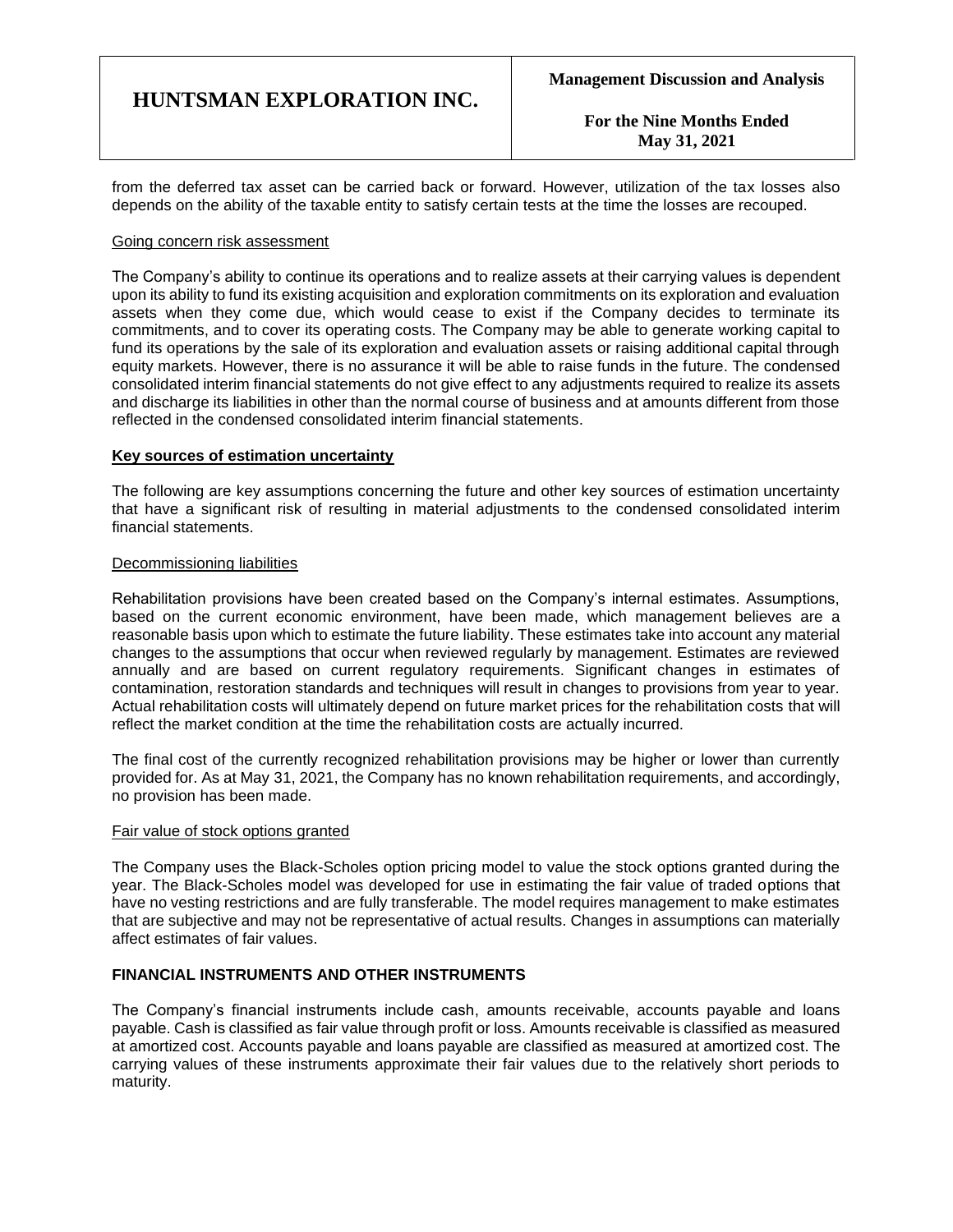from the deferred tax asset can be carried back or forward. However, utilization of the tax losses also depends on the ability of the taxable entity to satisfy certain tests at the time the losses are recouped.

Going concern risk assessment

The Company's ability to continue its operations and to realize assets at their carrying values is dependent upon its ability to fund its existing acquisition and exploration commitments on its exploration and evaluation assets when they come due, which would cease to exist if the Company decides to terminate its commitments, and to cover its operating costs. The Company may be able to generate working capital to fund its operations by the sale of its exploration and evaluation assets or raising additional capital through equity markets. However, there is no assurance it will be able to raise funds in the future. The condensed consolidated interim financial statements do not give effect to any adjustments required to realize its assets and discharge its liabilities in other than the normal course of business and at amounts different from those reflected in the condensed consolidated interim financial statements.

## Key sources of estimation uncertainty

The following are key assumptions concerning the future and other key sources of estimation uncertainty that have a significant risk of resulting in material adjustments to the condensed consolidated interim financial statements.

Decommissioning liabilities

Rehabilitation provisions have been created based on the Company's internal estimates. Assumptions, based on the current economic environment, have been made, which management believes are a reasonable basis upon which to estimate the future liability. These estimates take into account any material changes to the assumptions that occur when reviewed regularly by management. Estimates are reviewed annually and are based on current regulatory requirements. Significant changes in estimates of contamination, restoration standards and techniques will result in changes to provisions from year to year. Actual rehabilitation costs will ultimately depend on future market prices for the rehabilitation costs that will reflect the market condition at the time the rehabilitation costs are actually incurred.

The final cost of the currently recognized rehabilitation provisions may be higher or lower than currently provided for. As at May 31, 2021, the Company has no known rehabilitation requirements, and accordingly, no provision has been made.

Fair value of stock options granted

The Company uses the Black-Scholes option pricing model to value the stock options granted during the year. The Black-Scholes model was developed for use in estimating the fair value of traded options that have no vesting restrictions and are fully transferable. The model requires management to make estimates that are subjective and may not be representative of actual results. Changes in assumptions can materially affect estimates of fair values.

## FINANCIAL INSTRUMENTS AND OTHER INSTRUMENTS

The Company's financial instruments include cash, amounts receivable, accounts payable and loans payable. Cash is classified as fair value through profit or loss. Amounts receivable is classified as measured at amortized cost. Accounts payable and loans payable are classified as measured at amortized cost. The carrying values of these instruments approximate their fair values due to the relatively short periods to maturity.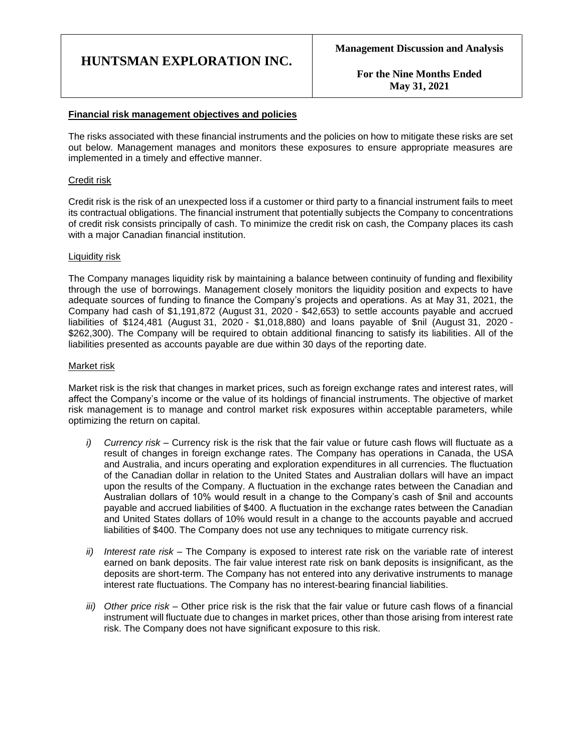## Financial risk management objectives and policies

The risks associated with these financial instruments and the policies on how to mitigate these risks are set out below. Management manages and monitors these exposures to ensure appropriate measures are implemented in a timely and effective manner.

### Credit risk

Credit risk is the risk of an unexpected loss if a customer or third party to a financial instrument fails to meet its contractual obligations. The financial instrument that potentially subjects the Company to concentrations of credit risk consists principally of cash. To minimize the credit risk on cash, the Company places its cash with a major Canadian financial institution.

### Liquidity risk

The Company manages liquidity risk by maintaining a balance between continuity of funding and flexibility through the use of borrowings. Management closely monitors the liquidity position and expects to have adequate sources of funding to finance the Company's projects and operations. As at May 31, 2021, the Company had cash of $1,191,872 (August 31, 2020 - $42,653) to settle accounts payable and accrued liabilities of $124,481 (August 31, 2020 - $1,018,880) and loans payable of $nil (August 31, 2020 - $262,300). The Company will be required to obtain additional financing to satisfy its liabilities. All of the liabilities presented as accounts payable are due within 30 days of the reporting date.

### Market risk

Market risk is the risk that changes in market prices, such as foreign exchange rates and interest rates, will affect the Company's income or the value of its holdings of financial instruments. The objective of market risk management is to manage and control market risk exposures within acceptable parameters, while optimizing the return on capital.

*i)* *Currency risk* – Currency risk is the risk that the fair value or future cash flows will fluctuate as a result of changes in foreign exchange rates. The Company has operations in Canada, the USA and Australia, and incurs operating and exploration expenditures in all currencies. The fluctuation of the Canadian dollar in relation to the United States and Australian dollars will have an impact upon the results of the Company. A fluctuation in the exchange rates between the Canadian and Australian dollars of 10% would result in a change to the Company's cash of $nil and accounts payable and accrued liabilities of $400. A fluctuation in the exchange rates between the Canadian and United States dollars of 10% would result in a change to the accounts payable and accrued liabilities of $400. The Company does not use any techniques to mitigate currency risk.

*ii)* *Interest rate risk* – The Company is exposed to interest rate risk on the variable rate of interest earned on bank deposits. The fair value interest rate risk on bank deposits is insignificant, as the deposits are short-term. The Company has not entered into any derivative instruments to manage interest rate fluctuations. The Company has no interest-bearing financial liabilities.

*iii)* *Other price risk* – Other price risk is the risk that the fair value or future cash flows of a financial instrument will fluctuate due to changes in market prices, other than those arising from interest rate risk. The Company does not have significant exposure to this risk.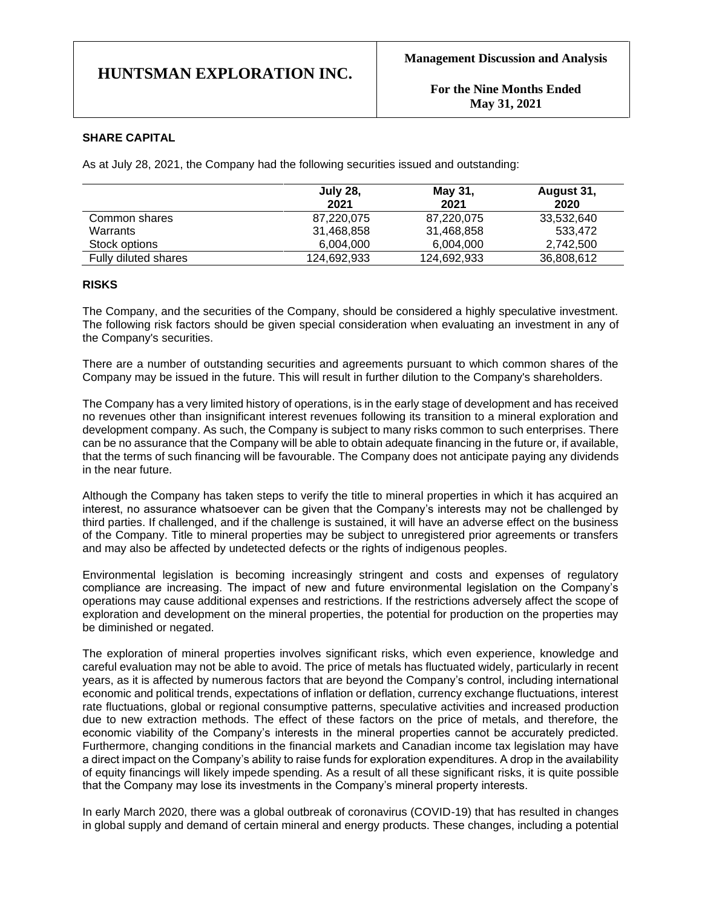## SHARE CAPITAL

As at July 28, 2021, the Company had the following securities issued and outstanding:

| | July 28, 2021 | May 31, 2021 | August 31, 2020 |
|---|---|---|---|
| Common shares | 87,220,075 | 87,220,075 | 33,532,640 |
| Warrants | 31,468,858 | 31,468,858 | 533,472 |
| Stock options | 6,004,000 | 6,004,000 | 2,742,500 |
| Fully diluted shares | 124,692,933 | 124,692,933 | 36,808,612 |

## RISKS

The Company, and the securities of the Company, should be considered a highly speculative investment. The following risk factors should be given special consideration when evaluating an investment in any of the Company's securities.

There are a number of outstanding securities and agreements pursuant to which common shares of the Company may be issued in the future. This will result in further dilution to the Company's shareholders.

The Company has a very limited history of operations, is in the early stage of development and has received no revenues other than insignificant interest revenues following its transition to a mineral exploration and development company. As such, the Company is subject to many risks common to such enterprises. There can be no assurance that the Company will be able to obtain adequate financing in the future or, if available, that the terms of such financing will be favourable. The Company does not anticipate paying any dividends in the near future.

Although the Company has taken steps to verify the title to mineral properties in which it has acquired an interest, no assurance whatsoever can be given that the Company's interests may not be challenged by third parties. If challenged, and if the challenge is sustained, it will have an adverse effect on the business of the Company. Title to mineral properties may be subject to unregistered prior agreements or transfers and may also be affected by undetected defects or the rights of indigenous peoples.

Environmental legislation is becoming increasingly stringent and costs and expenses of regulatory compliance are increasing. The impact of new and future environmental legislation on the Company's operations may cause additional expenses and restrictions. If the restrictions adversely affect the scope of exploration and development on the mineral properties, the potential for production on the properties may be diminished or negated.

The exploration of mineral properties involves significant risks, which even experience, knowledge and careful evaluation may not be able to avoid. The price of metals has fluctuated widely, particularly in recent years, as it is affected by numerous factors that are beyond the Company's control, including international economic and political trends, expectations of inflation or deflation, currency exchange fluctuations, interest rate fluctuations, global or regional consumptive patterns, speculative activities and increased production due to new extraction methods. The effect of these factors on the price of metals, and therefore, the economic viability of the Company's interests in the mineral properties cannot be accurately predicted. Furthermore, changing conditions in the financial markets and Canadian income tax legislation may have a direct impact on the Company's ability to raise funds for exploration expenditures. A drop in the availability of equity financings will likely impede spending. As a result of all these significant risks, it is quite possible that the Company may lose its investments in the Company's mineral property interests.

In early March 2020, there was a global outbreak of coronavirus (COVID-19) that has resulted in changes in global supply and demand of certain mineral and energy products. These changes, including a potential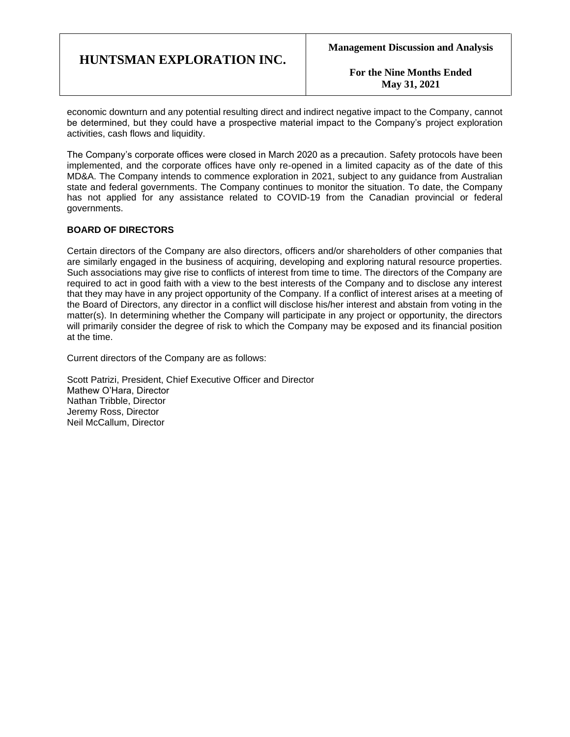economic downturn and any potential resulting direct and indirect negative impact to the Company, cannot be determined, but they could have a prospective material impact to the Company's project exploration activities, cash flows and liquidity.

The Company's corporate offices were closed in March 2020 as a precaution. Safety protocols have been implemented, and the corporate offices have only re-opened in a limited capacity as of the date of this MD&A. The Company intends to commence exploration in 2021, subject to any guidance from Australian state and federal governments. The Company continues to monitor the situation. To date, the Company has not applied for any assistance related to COVID-19 from the Canadian provincial or federal governments.

**BOARD OF DIRECTORS**

Certain directors of the Company are also directors, officers and/or shareholders of other companies that are similarly engaged in the business of acquiring, developing and exploring natural resource properties. Such associations may give rise to conflicts of interest from time to time. The directors of the Company are required to act in good faith with a view to the best interests of the Company and to disclose any interest that they may have in any project opportunity of the Company. If a conflict of interest arises at a meeting of the Board of Directors, any director in a conflict will disclose his/her interest and abstain from voting in the matter(s). In determining whether the Company will participate in any project or opportunity, the directors will primarily consider the degree of risk to which the Company may be exposed and its financial position at the time.

Current directors of the Company are as follows:

Scott Patrizi, President, Chief Executive Officer and Director
Mathew O'Hara, Director
Nathan Tribble, Director
Jeremy Ross, Director
Neil McCallum, Director